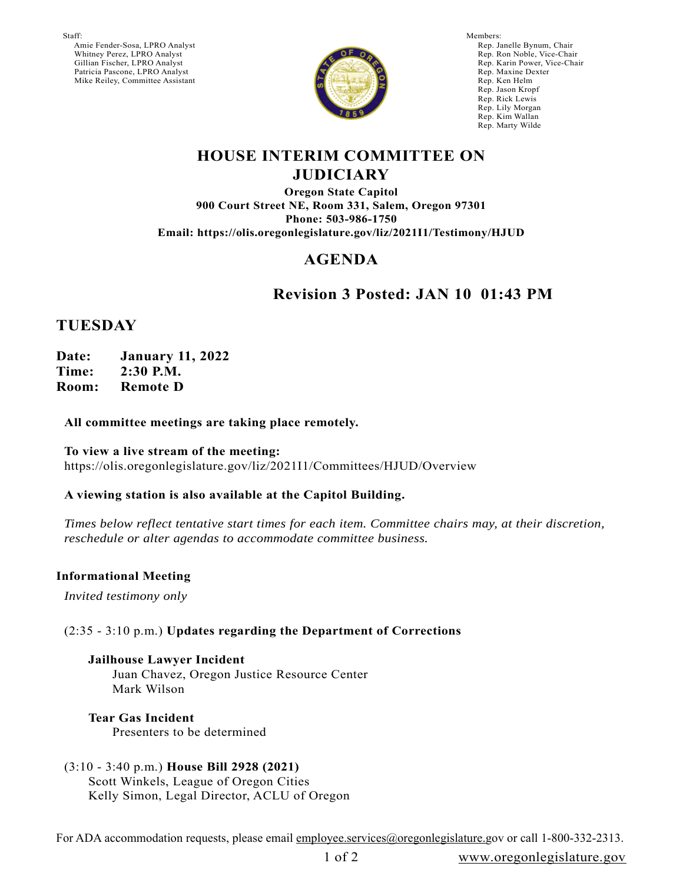Staff:
Amie Fender-Sosa, LPRO Analyst
Whitney Perez, LPRO Analyst
Gillian Fischer, LPRO Analyst
Patricia Pascone, LPRO Analyst
Mike Reiley, Committee Assistant

Members:
Rep. Janelle Bynum, Chair
Rep. Ron Noble, Vice-Chair
Rep. Karin Power, Vice-Chair
Rep. Maxine Dexter
Rep. Ken Helm
Rep. Jason Kropf
Rep. Rick Lewis
Rep. Lily Morgan
Rep. Kim Wallan
Rep. Marty Wilde

# HOUSE INTERIM COMMITTEE ON JUDICIARY

**Oregon State Capitol**
**900 Court Street NE, Room 331, Salem, Oregon 97301**
**Phone: 503-986-1750**
**Email: https://olis.oregonlegislature.gov/liz/2021I1/Testimony/HJUD**

## AGENDA

### Revision 3 Posted: JAN 10 01:43 PM

## TUESDAY

**Date:** **January 11, 2022**
**Time:** **2:30 P.M.**
**Room:** **Remote D**

**All committee meetings are taking place remotely.**

**To view a live stream of the meeting:**
https://olis.oregonlegislature.gov/liz/2021I1/Committees/HJUD/Overview

**A viewing station is also available at the Capitol Building.**

*Times below reflect tentative start times for each item. Committee chairs may, at their discretion, reschedule or alter agendas to accommodate committee business.*

**Informational Meeting**

*Invited testimony only*

(2:35 - 3:10 p.m.) **Updates regarding the Department of Corrections**

**Jailhouse Lawyer Incident**
Juan Chavez, Oregon Justice Resource Center
Mark Wilson

**Tear Gas Incident**
Presenters to be determined

(3:10 - 3:40 p.m.) **House Bill 2928 (2021)**
Scott Winkels, League of Oregon Cities
Kelly Simon, Legal Director, ACLU of Oregon

For ADA accommodation requests, please email employee.services@oregonlegislature.gov or call 1-800-332-2313.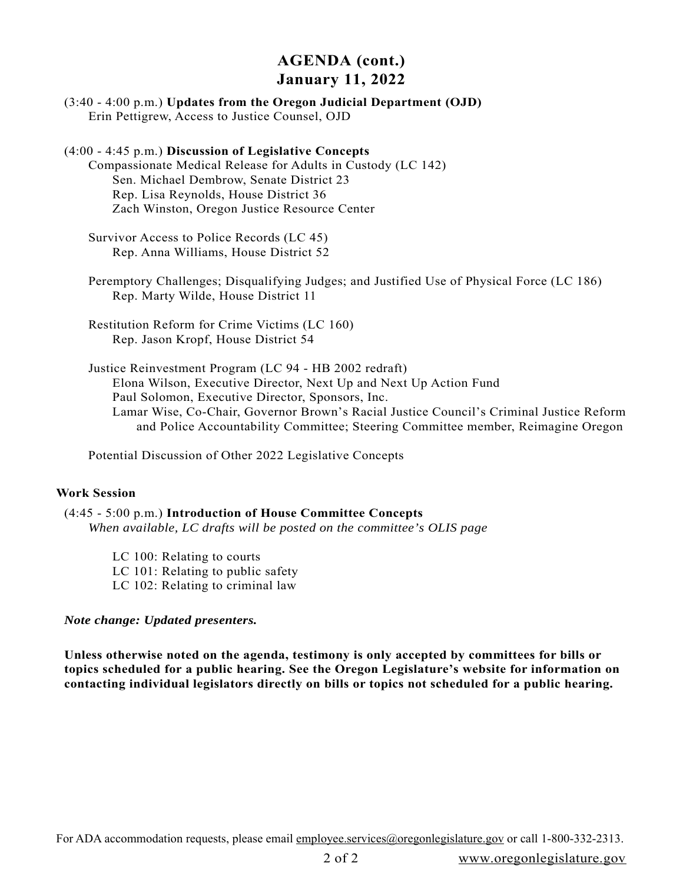# AGENDA (cont.)
## January 11, 2022

(3:40 - 4:00 p.m.) **Updates from the Oregon Judicial Department (OJD)**
Erin Pettigrew, Access to Justice Counsel, OJD

(4:00 - 4:45 p.m.) **Discussion of Legislative Concepts**

Compassionate Medical Release for Adults in Custody (LC 142)
- Sen. Michael Dembrow, Senate District 23
- Rep. Lisa Reynolds, House District 36
- Zach Winston, Oregon Justice Resource Center

Survivor Access to Police Records (LC 45)
- Rep. Anna Williams, House District 52

Peremptory Challenges; Disqualifying Judges; and Justified Use of Physical Force (LC 186)
- Rep. Marty Wilde, House District 11

Restitution Reform for Crime Victims (LC 160)
- Rep. Jason Kropf, House District 54

Justice Reinvestment Program (LC 94 - HB 2002 redraft)
- Elona Wilson, Executive Director, Next Up and Next Up Action Fund
- Paul Solomon, Executive Director, Sponsors, Inc.
- Lamar Wise, Co-Chair, Governor Brown's Racial Justice Council's Criminal Justice Reform and Police Accountability Committee; Steering Committee member, Reimagine Oregon

Potential Discussion of Other 2022 Legislative Concepts

**Work Session**

(4:45 - 5:00 p.m.) **Introduction of House Committee Concepts**
*When available, LC drafts will be posted on the committee's OLIS page*

- LC 100: Relating to courts
- LC 101: Relating to public safety
- LC 102: Relating to criminal law

***Note change: Updated presenters.***

**Unless otherwise noted on the agenda, testimony is only accepted by committees for bills or topics scheduled for a public hearing. See the Oregon Legislature's website for information on contacting individual legislators directly on bills or topics not scheduled for a public hearing.**

For ADA accommodation requests, please email employee.services@oregonlegislature.gov or call 1-800-332-2313.

www.oregonlegislature.gov